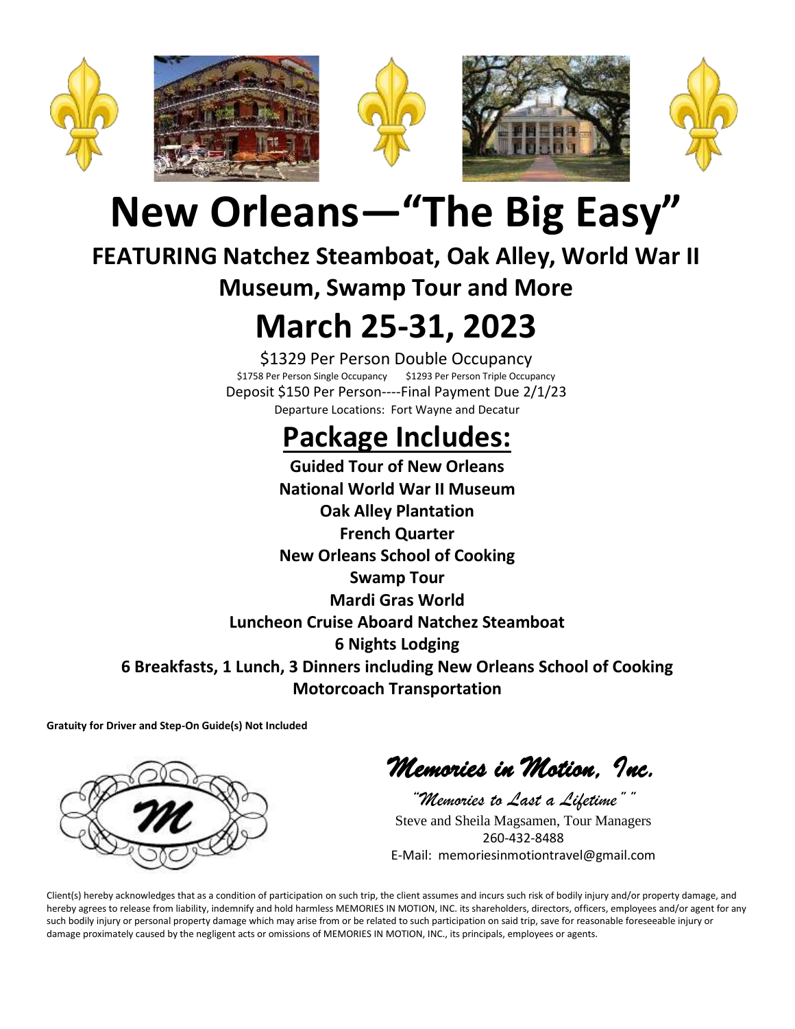# New Orleans—"The Big Easy"

## FEATURING Natchez Steamboat, Oak Alley, World War II Museum, Swamp Tour and More

# March 25-31, 2023

$1329 Per Person Double Occupancy

$1758 Per Person Single Occupancy $1293 Per Person Triple Occupancy

Deposit $150 Per Person----Final Payment Due 2/1/23

Departure Locations: Fort Wayne and Decatur

## Package Includes:

**Guided Tour of New Orleans**

**National World War II Museum**

**Oak Alley Plantation**

**French Quarter**

**New Orleans School of Cooking**

**Swamp Tour**

**Mardi Gras World**

**Luncheon Cruise Aboard Natchez Steamboat**

**6 Nights Lodging**

**6 Breakfasts, 1 Lunch, 3 Dinners including New Orleans School of Cooking**

**Motorcoach Transportation**

**Gratuity for Driver and Step-On Guide(s) Not Included**

*Memories in Motion, Inc.*

*"Memories to Last a Lifetime" "*

Steve and Sheila Magsamen, Tour Managers

260-432-8488

E-Mail: memoriesinmotiontravel@gmail.com

Client(s) hereby acknowledges that as a condition of participation on such trip, the client assumes and incurs such risk of bodily injury and/or property damage, and hereby agrees to release from liability, indemnify and hold harmless MEMORIES IN MOTION, INC. its shareholders, directors, officers, employees and/or agent for any such bodily injury or personal property damage which may arise from or be related to such participation on said trip, save for reasonable foreseeable injury or damage proximately caused by the negligent acts or omissions of MEMORIES IN MOTION, INC., its principals, employees or agents.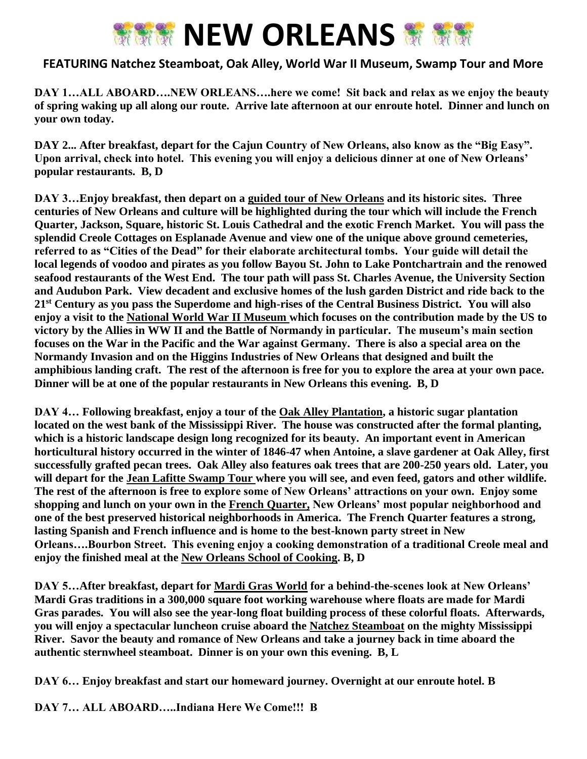# NEW ORLEANS

**FEATURING Natchez Steamboat, Oak Alley, World War II Museum, Swamp Tour and More**

**DAY 1…ALL ABOARD….NEW ORLEANS….here we come! Sit back and relax as we enjoy the beauty of spring waking up all along our route. Arrive late afternoon at our enroute hotel. Dinner and lunch on your own today.**

**DAY 2... After breakfast, depart for the Cajun Country of New Orleans, also know as the "Big Easy". Upon arrival, check into hotel. This evening you will enjoy a delicious dinner at one of New Orleans' popular restaurants. B, D**

**DAY 3…Enjoy breakfast, then depart on a guided tour of New Orleans and its historic sites. Three centuries of New Orleans and culture will be highlighted during the tour which will include the French Quarter, Jackson, Square, historic St. Louis Cathedral and the exotic French Market. You will pass the splendid Creole Cottages on Esplanade Avenue and view one of the unique above ground cemeteries, referred to as "Cities of the Dead" for their elaborate architectural tombs. Your guide will detail the local legends of voodoo and pirates as you follow Bayou St. John to Lake Pontchartrain and the renowed seafood restaurants of the West End. The tour path will pass St. Charles Avenue, the University Section and Audubon Park. View decadent and exclusive homes of the lush garden District and ride back to the 21st Century as you pass the Superdome and high-rises of the Central Business District. You will also enjoy a visit to the National World War II Museum which focuses on the contribution made by the US to victory by the Allies in WW II and the Battle of Normandy in particular. The museum's main section focuses on the War in the Pacific and the War against Germany. There is also a special area on the Normandy Invasion and on the Higgins Industries of New Orleans that designed and built the amphibious landing craft. The rest of the afternoon is free for you to explore the area at your own pace. Dinner will be at one of the popular restaurants in New Orleans this evening. B, D**

**DAY 4… Following breakfast, enjoy a tour of the Oak Alley Plantation, a historic sugar plantation located on the west bank of the Mississippi River. The house was constructed after the formal planting, which is a historic landscape design long recognized for its beauty. An important event in American horticultural history occurred in the winter of 1846-47 when Antoine, a slave gardener at Oak Alley, first successfully grafted pecan trees. Oak Alley also features oak trees that are 200-250 years old. Later, you will depart for the Jean Lafitte Swamp Tour where you will see, and even feed, gators and other wildlife. The rest of the afternoon is free to explore some of New Orleans' attractions on your own. Enjoy some shopping and lunch on your own in the French Quarter, New Orleans' most popular neighborhood and one of the best preserved historical neighborhoods in America. The French Quarter features a strong, lasting Spanish and French influence and is home to the best-known party street in New Orleans….Bourbon Street. This evening enjoy a cooking demonstration of a traditional Creole meal and enjoy the finished meal at the New Orleans School of Cooking. B, D**

**DAY 5…After breakfast, depart for Mardi Gras World for a behind-the-scenes look at New Orleans' Mardi Gras traditions in a 300,000 square foot working warehouse where floats are made for Mardi Gras parades. You will also see the year-long float building process of these colorful floats. Afterwards, you will enjoy a spectacular luncheon cruise aboard the Natchez Steamboat on the mighty Mississippi River. Savor the beauty and romance of New Orleans and take a journey back in time aboard the authentic sternwheel steamboat. Dinner is on your own this evening. B, L**

**DAY 6… Enjoy breakfast and start our homeward journey. Overnight at our enroute hotel. B**

**DAY 7… ALL ABOARD…..Indiana Here We Come!!! B**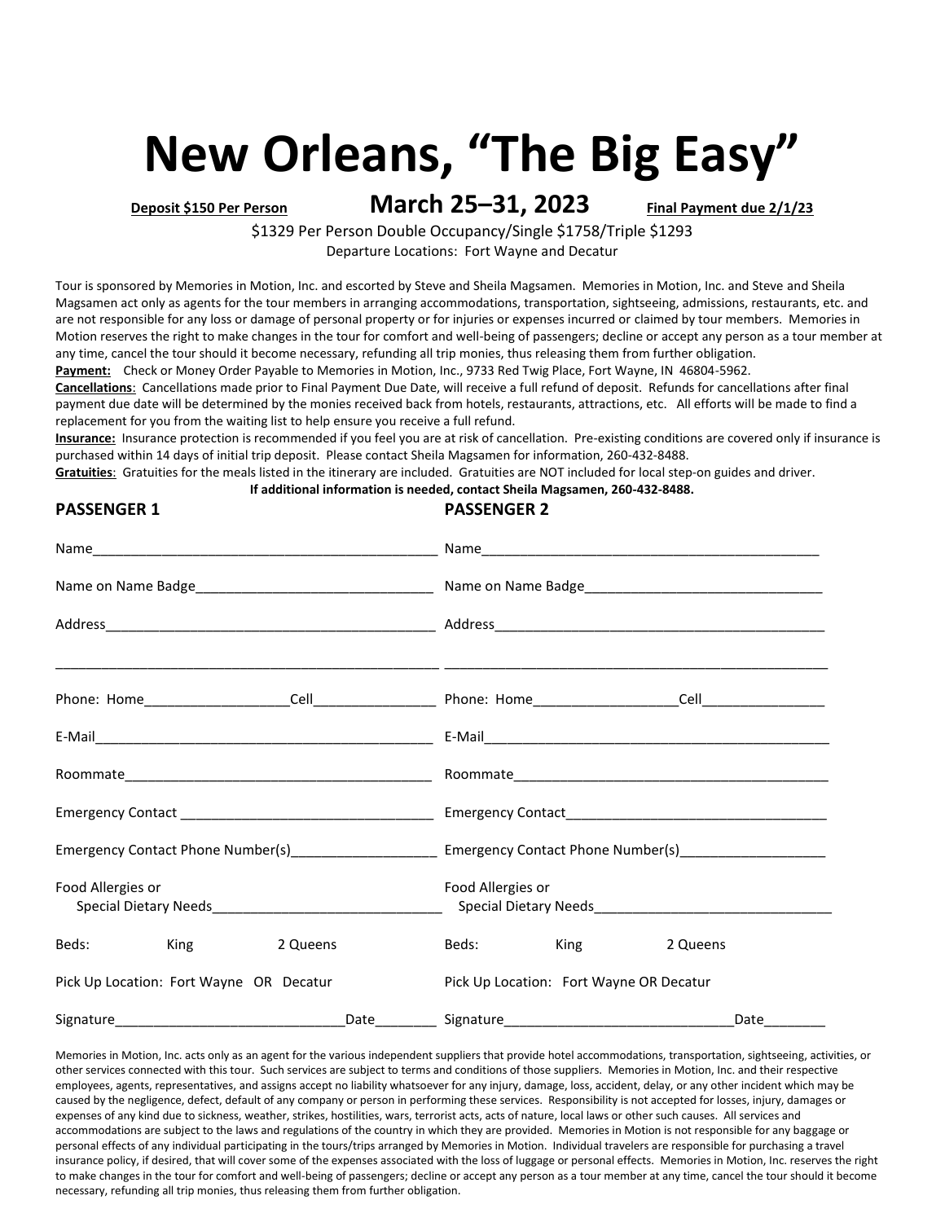#  New Orleans, "The Big Easy"

**Deposit $150 Per Person** **March 25–31, 2023** **Final Payment due 2/1/23**

$1329 Per Person Double Occupancy/Single $1758/Triple $1293

Departure Locations: Fort Wayne and Decatur

Tour is sponsored by Memories in Motion, Inc. and escorted by Steve and Sheila Magsamen. Memories in Motion, Inc. and Steve and Sheila Magsamen act only as agents for the tour members in arranging accommodations, transportation, sightseeing, admissions, restaurants, etc. and are not responsible for any loss or damage of personal property or for injuries or expenses incurred or claimed by tour members. Memories in Motion reserves the right to make changes in the tour for comfort and well-being of passengers; decline or accept any person as a tour member at any time, cancel the tour should it become necessary, refunding all trip monies, thus releasing them from further obligation.

**Payment:** Check or Money Order Payable to Memories in Motion, Inc., 9733 Red Twig Place, Fort Wayne, IN 46804-5962.

**Cancellations**: Cancellations made prior to Final Payment Due Date, will receive a full refund of deposit. Refunds for cancellations after final payment due date will be determined by the monies received back from hotels, restaurants, attractions, etc. All efforts will be made to find a replacement for you from the waiting list to help ensure you receive a full refund.

**Insurance:** Insurance protection is recommended if you feel you are at risk of cancellation. Pre-existing conditions are covered only if insurance is purchased within 14 days of initial trip deposit. Please contact Sheila Magsamen for information, 260-432-8488.

**Gratuities**: Gratuities for the meals listed in the itinerary are included. Gratuities are NOT included for local step-on guides and driver.

**If additional information is needed, contact Sheila Magsamen, 260-432-8488.**

| **PASSENGER 1** | **PASSENGER 2** |
|---|---|
| Name_______________________________ | Name_______________________________ |
| Name on Name Badge____________________ | Name on Name Badge____________________ |
| Address_____________________________ | Address_____________________________ |
| ___________________________________ | ___________________________________ |
| Phone: Home_____________Cell___________ | Phone: Home_____________Cell___________ |
| E-Mail______________________________ | E-Mail______________________________ |
| Roommate____________________________ | Roommate____________________________ |
| Emergency Contact _____________________ | Emergency Contact_____________________ |
| Emergency Contact Phone Number(s)____________ | Emergency Contact Phone Number(s)____________ |
| Food Allergies or Special Dietary Needs___________________ | Food Allergies or Special Dietary Needs___________________ |
| Beds: King 2 Queens | Beds: King 2 Queens |
| Pick Up Location: Fort Wayne OR Decatur | Pick Up Location: Fort Wayne OR Decatur |
| Signature____________________Date________ | Signature____________________Date________ |

Memories in Motion, Inc. acts only as an agent for the various independent suppliers that provide hotel accommodations, transportation, sightseeing, activities, or other services connected with this tour. Such services are subject to terms and conditions of those suppliers. Memories in Motion, Inc. and their respective employees, agents, representatives, and assigns accept no liability whatsoever for any injury, damage, loss, accident, delay, or any other incident which may be caused by the negligence, defect, default of any company or person in performing these services. Responsibility is not accepted for losses, injury, damages or expenses of any kind due to sickness, weather, strikes, hostilities, wars, terrorist acts, acts of nature, local laws or other such causes. All services and accommodations are subject to the laws and regulations of the country in which they are provided. Memories in Motion is not responsible for any baggage or personal effects of any individual participating in the tours/trips arranged by Memories in Motion. Individual travelers are responsible for purchasing a travel insurance policy, if desired, that will cover some of the expenses associated with the loss of luggage or personal effects. Memories in Motion, Inc. reserves the right to make changes in the tour for comfort and well-being of passengers; decline or accept any person as a tour member at any time, cancel the tour should it become necessary, refunding all trip monies, thus releasing them from further obligation.